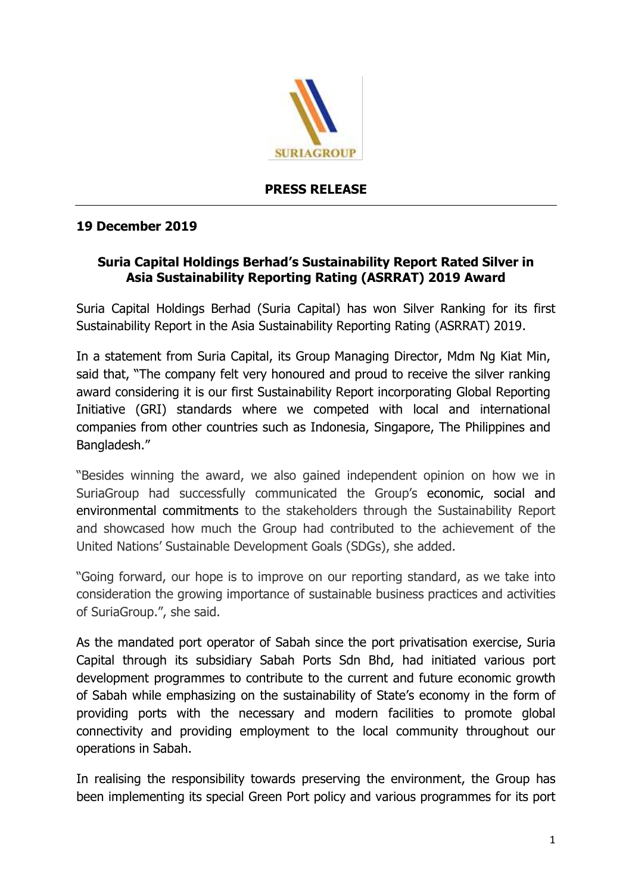**PRESS RELEASE**

**19 December 2019**

## Suria Capital Holdings Berhad's Sustainability Report Rated Silver in Asia Sustainability Reporting Rating (ASRRAT) 2019 Award

Suria Capital Holdings Berhad (Suria Capital) has won Silver Ranking for its first Sustainability Report in the Asia Sustainability Reporting Rating (ASRRAT) 2019.

In a statement from Suria Capital, its Group Managing Director, Mdm Ng Kiat Min, said that, "The company felt very honoured and proud to receive the silver ranking award considering it is our first Sustainability Report incorporating Global Reporting Initiative (GRI) standards where we competed with local and international companies from other countries such as Indonesia, Singapore, The Philippines and Bangladesh."

"Besides winning the award, we also gained independent opinion on how we in SuriaGroup had successfully communicated the Group's economic, social and environmental commitments to the stakeholders through the Sustainability Report and showcased how much the Group had contributed to the achievement of the United Nations' Sustainable Development Goals (SDGs), she added.

"Going forward, our hope is to improve on our reporting standard, as we take into consideration the growing importance of sustainable business practices and activities of SuriaGroup.", she said.

As the mandated port operator of Sabah since the port privatisation exercise, Suria Capital through its subsidiary Sabah Ports Sdn Bhd, had initiated various port development programmes to contribute to the current and future economic growth of Sabah while emphasizing on the sustainability of State's economy in the form of providing ports with the necessary and modern facilities to promote global connectivity and providing employment to the local community throughout our operations in Sabah.

In realising the responsibility towards preserving the environment, the Group has been implementing its special Green Port policy and various programmes for its port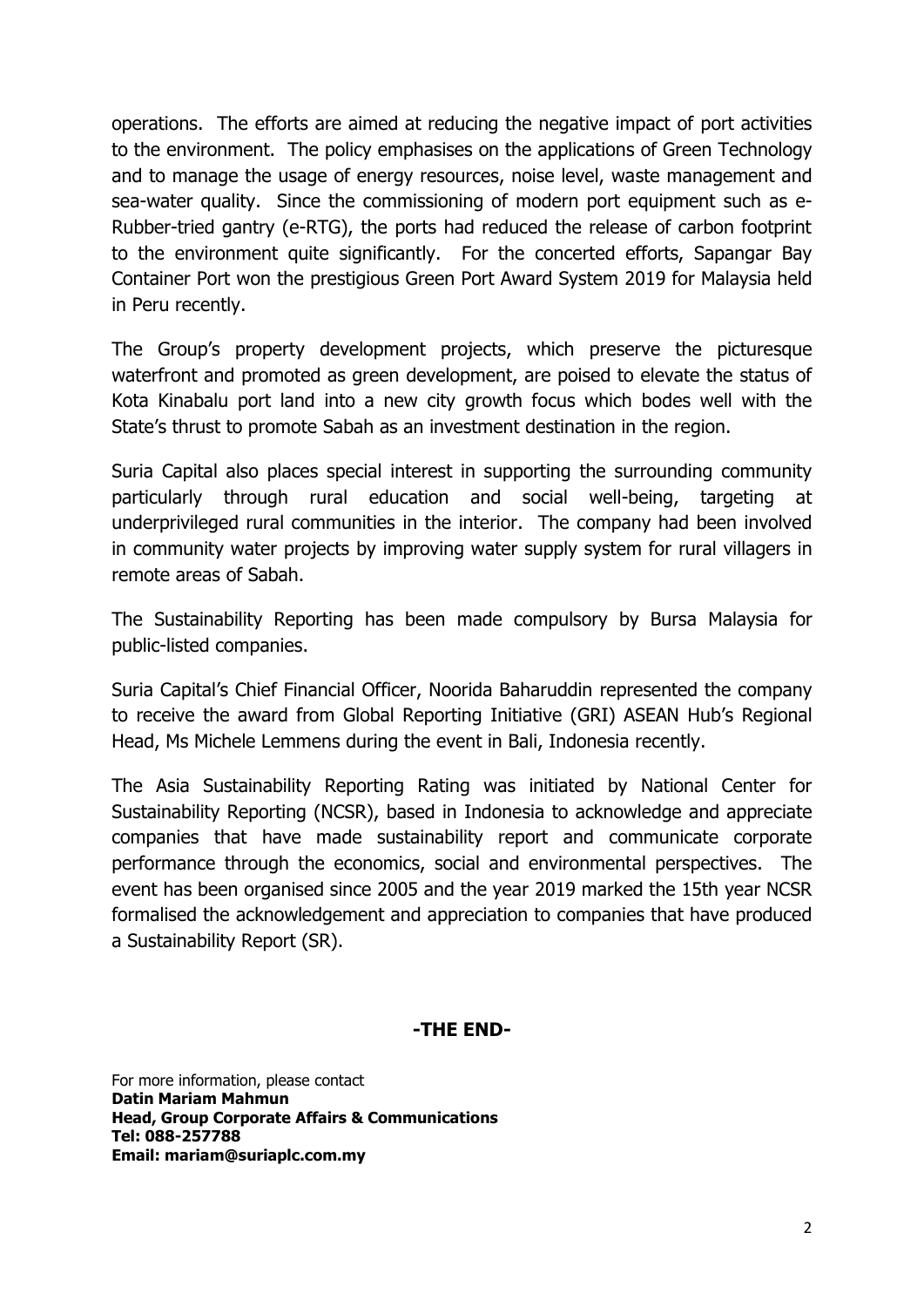operations. The efforts are aimed at reducing the negative impact of port activities to the environment. The policy emphasises on the applications of Green Technology and to manage the usage of energy resources, noise level, waste management and sea-water quality. Since the commissioning of modern port equipment such as e-Rubber-tried gantry (e-RTG), the ports had reduced the release of carbon footprint to the environment quite significantly. For the concerted efforts, Sapangar Bay Container Port won the prestigious Green Port Award System 2019 for Malaysia held in Peru recently.

The Group's property development projects, which preserve the picturesque waterfront and promoted as green development, are poised to elevate the status of Kota Kinabalu port land into a new city growth focus which bodes well with the State's thrust to promote Sabah as an investment destination in the region.

Suria Capital also places special interest in supporting the surrounding community particularly through rural education and social well-being, targeting at underprivileged rural communities in the interior. The company had been involved in community water projects by improving water supply system for rural villagers in remote areas of Sabah.

The Sustainability Reporting has been made compulsory by Bursa Malaysia for public-listed companies.

Suria Capital's Chief Financial Officer, Noorida Baharuddin represented the company to receive the award from Global Reporting Initiative (GRI) ASEAN Hub's Regional Head, Ms Michele Lemmens during the event in Bali, Indonesia recently.

The Asia Sustainability Reporting Rating was initiated by National Center for Sustainability Reporting (NCSR), based in Indonesia to acknowledge and appreciate companies that have made sustainability report and communicate corporate performance through the economics, social and environmental perspectives. The event has been organised since 2005 and the year 2019 marked the 15th year NCSR formalised the acknowledgement and appreciation to companies that have produced a Sustainability Report (SR).

**-THE END-**

For more information, please contact
**Datin Mariam Mahmun**
**Head, Group Corporate Affairs & Communications**
**Tel: 088-257788**
**Email: mariam@suriaplc.com.my**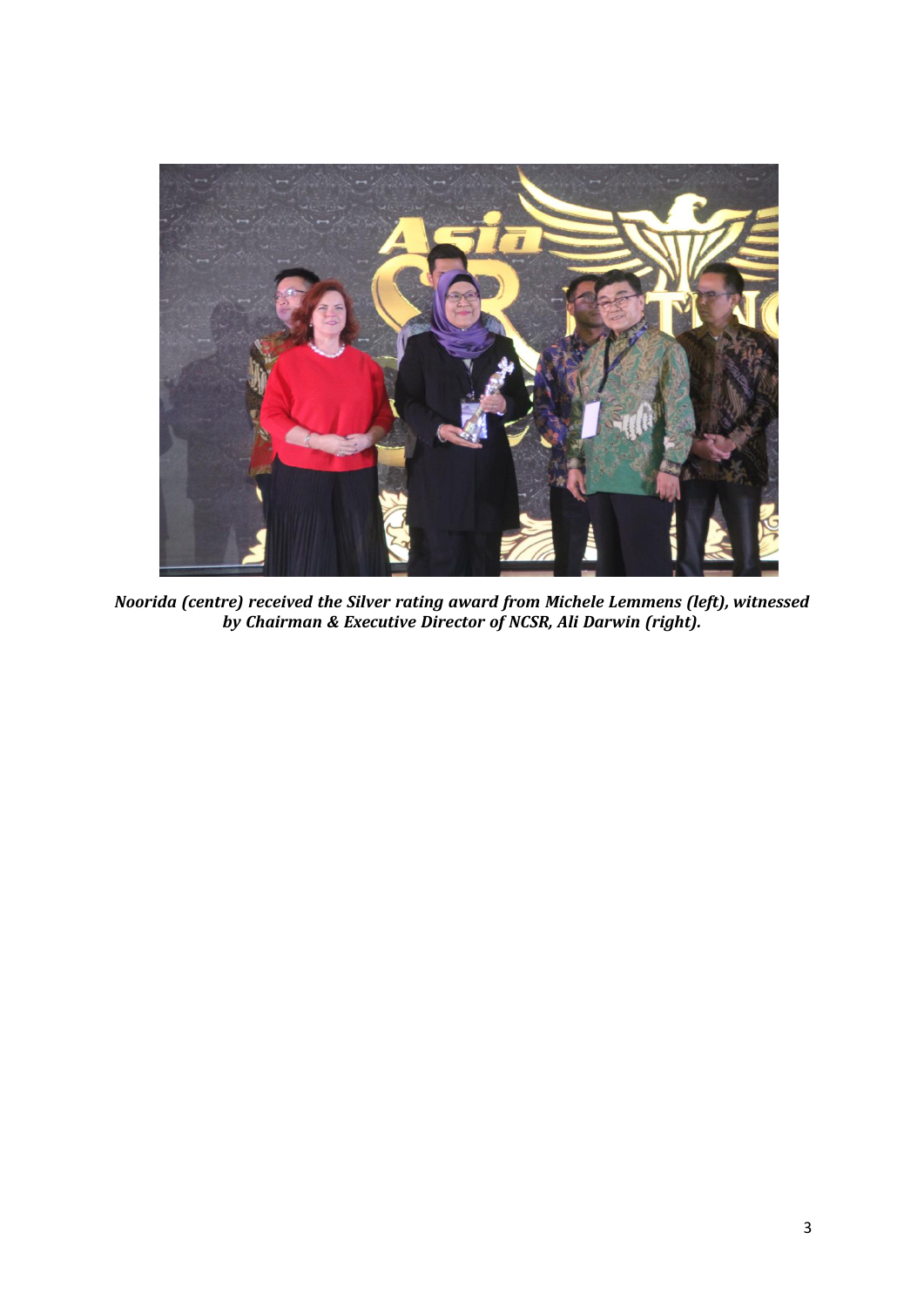***Noorida (centre) received the Silver rating award from Michele Lemmens (left), witnessed by Chairman & Executive Director of NCSR, Ali Darwin (right).***